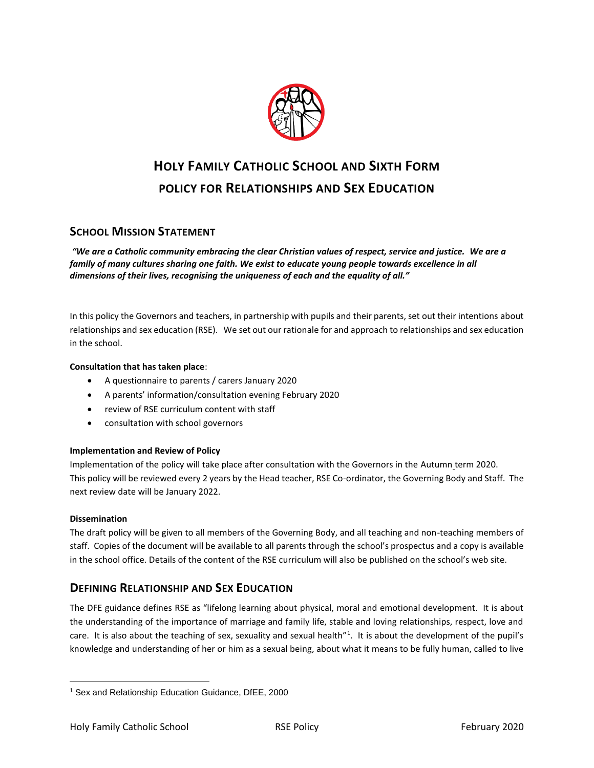# HOLY FAMILY CATHOLIC SCHOOL AND SIXTH FORM
# POLICY FOR RELATIONSHIPS AND SEX EDUCATION

## SCHOOL MISSION STATEMENT

***"We are a Catholic community embracing the clear Christian values of respect, service and justice. We are a family of many cultures sharing one faith. We exist to educate young people towards excellence in all dimensions of their lives, recognising the uniqueness of each and the equality of all."***

In this policy the Governors and teachers, in partnership with pupils and their parents, set out their intentions about relationships and sex education (RSE). We set out our rationale for and approach to relationships and sex education in the school.

**Consultation that has taken place**:

- A questionnaire to parents / carers January 2020
- A parents' information/consultation evening February 2020
- review of RSE curriculum content with staff
- consultation with school governors

**Implementation and Review of Policy**

Implementation of the policy will take place after consultation with the Governors in the Autumn term 2020. This policy will be reviewed every 2 years by the Head teacher, RSE Co-ordinator, the Governing Body and Staff. The next review date will be January 2022.

**Dissemination**

The draft policy will be given to all members of the Governing Body, and all teaching and non-teaching members of staff. Copies of the document will be available to all parents through the school's prospectus and a copy is available in the school office. Details of the content of the RSE curriculum will also be published on the school's web site.

## DEFINING RELATIONSHIP AND SEX EDUCATION

The DFE guidance defines RSE as "lifelong learning about physical, moral and emotional development. It is about the understanding of the importance of marriage and family life, stable and loving relationships, respect, love and care. It is also about the teaching of sex, sexuality and sexual health"[1]. It is about the development of the pupil's knowledge and understanding of her or him as a sexual being, about what it means to be fully human, called to live

[1] Sex and Relationship Education Guidance, DfEE, 2000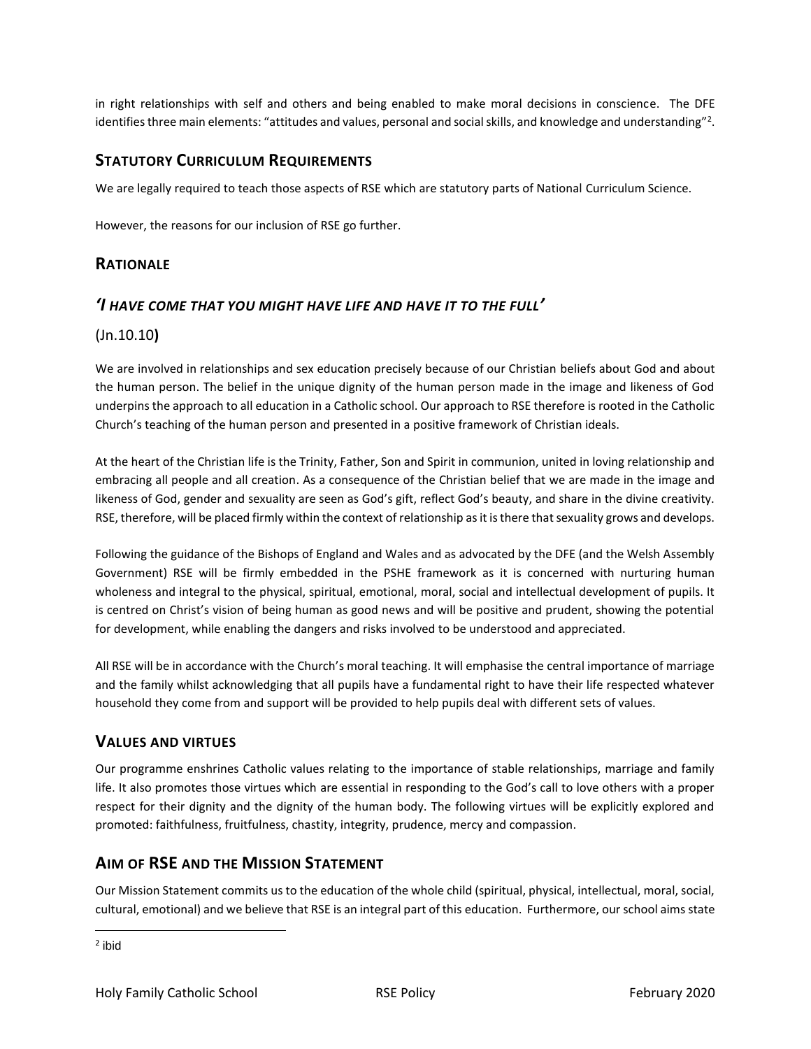in right relationships with self and others and being enabled to make moral decisions in conscience. The DFE identifies three main elements: "attitudes and values, personal and social skills, and knowledge and understanding"[2].

## STATUTORY CURRICULUM REQUIREMENTS

We are legally required to teach those aspects of RSE which are statutory parts of National Curriculum Science.

However, the reasons for our inclusion of RSE go further.

## RATIONALE

## *'I HAVE COME THAT YOU MIGHT HAVE LIFE AND HAVE IT TO THE FULL'*

(Jn.10.10**)**

We are involved in relationships and sex education precisely because of our Christian beliefs about God and about the human person. The belief in the unique dignity of the human person made in the image and likeness of God underpins the approach to all education in a Catholic school. Our approach to RSE therefore is rooted in the Catholic Church's teaching of the human person and presented in a positive framework of Christian ideals.

At the heart of the Christian life is the Trinity, Father, Son and Spirit in communion, united in loving relationship and embracing all people and all creation. As a consequence of the Christian belief that we are made in the image and likeness of God, gender and sexuality are seen as God's gift, reflect God's beauty, and share in the divine creativity. RSE, therefore, will be placed firmly within the context of relationship as it is there that sexuality grows and develops.

Following the guidance of the Bishops of England and Wales and as advocated by the DFE (and the Welsh Assembly Government) RSE will be firmly embedded in the PSHE framework as it is concerned with nurturing human wholeness and integral to the physical, spiritual, emotional, moral, social and intellectual development of pupils. It is centred on Christ's vision of being human as good news and will be positive and prudent, showing the potential for development, while enabling the dangers and risks involved to be understood and appreciated.

All RSE will be in accordance with the Church's moral teaching. It will emphasise the central importance of marriage and the family whilst acknowledging that all pupils have a fundamental right to have their life respected whatever household they come from and support will be provided to help pupils deal with different sets of values.

## VALUES AND VIRTUES

Our programme enshrines Catholic values relating to the importance of stable relationships, marriage and family life. It also promotes those virtues which are essential in responding to the God's call to love others with a proper respect for their dignity and the dignity of the human body. The following virtues will be explicitly explored and promoted: faithfulness, fruitfulness, chastity, integrity, prudence, mercy and compassion.

## AIM OF RSE AND THE MISSION STATEMENT

Our Mission Statement commits us to the education of the whole child (spiritual, physical, intellectual, moral, social, cultural, emotional) and we believe that RSE is an integral part of this education. Furthermore, our school aims state

---

[2] ibid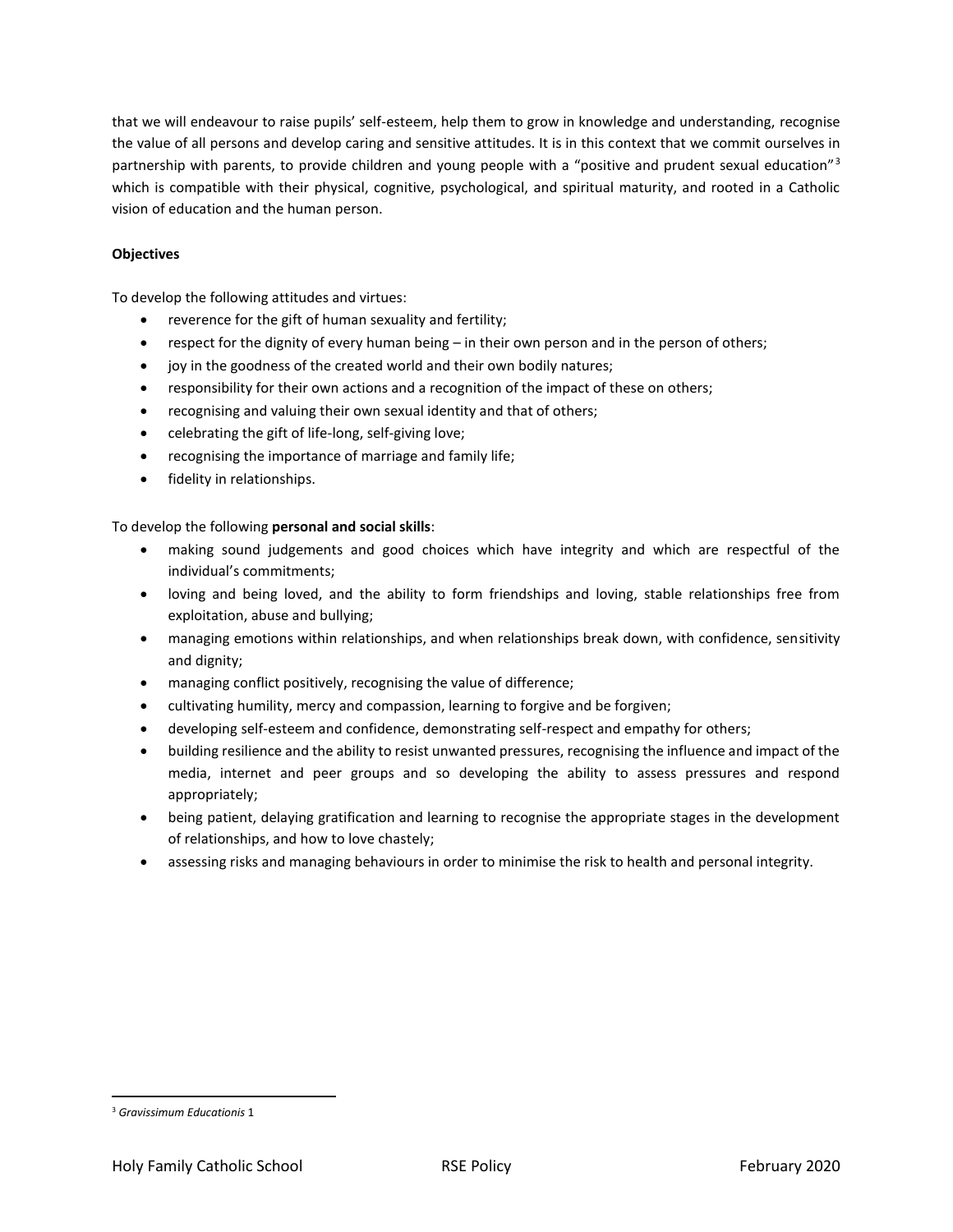that we will endeavour to raise pupils' self-esteem, help them to grow in knowledge and understanding, recognise the value of all persons and develop caring and sensitive attitudes. It is in this context that we commit ourselves in partnership with parents, to provide children and young people with a "positive and prudent sexual education"[3] which is compatible with their physical, cognitive, psychological, and spiritual maturity, and rooted in a Catholic vision of education and the human person.

**Objectives**

To develop the following attitudes and virtues:

- reverence for the gift of human sexuality and fertility;
- respect for the dignity of every human being – in their own person and in the person of others;
- joy in the goodness of the created world and their own bodily natures;
- responsibility for their own actions and a recognition of the impact of these on others;
- recognising and valuing their own sexual identity and that of others;
- celebrating the gift of life-long, self-giving love;
- recognising the importance of marriage and family life;
- fidelity in relationships.

To develop the following **personal and social skills**:

- making sound judgements and good choices which have integrity and which are respectful of the individual's commitments;
- loving and being loved, and the ability to form friendships and loving, stable relationships free from exploitation, abuse and bullying;
- managing emotions within relationships, and when relationships break down, with confidence, sensitivity and dignity;
- managing conflict positively, recognising the value of difference;
- cultivating humility, mercy and compassion, learning to forgive and be forgiven;
- developing self-esteem and confidence, demonstrating self-respect and empathy for others;
- building resilience and the ability to resist unwanted pressures, recognising the influence and impact of the media, internet and peer groups and so developing the ability to assess pressures and respond appropriately;
- being patient, delaying gratification and learning to recognise the appropriate stages in the development of relationships, and how to love chastely;
- assessing risks and managing behaviours in order to minimise the risk to health and personal integrity.

[3] *Gravissimum Educationis* 1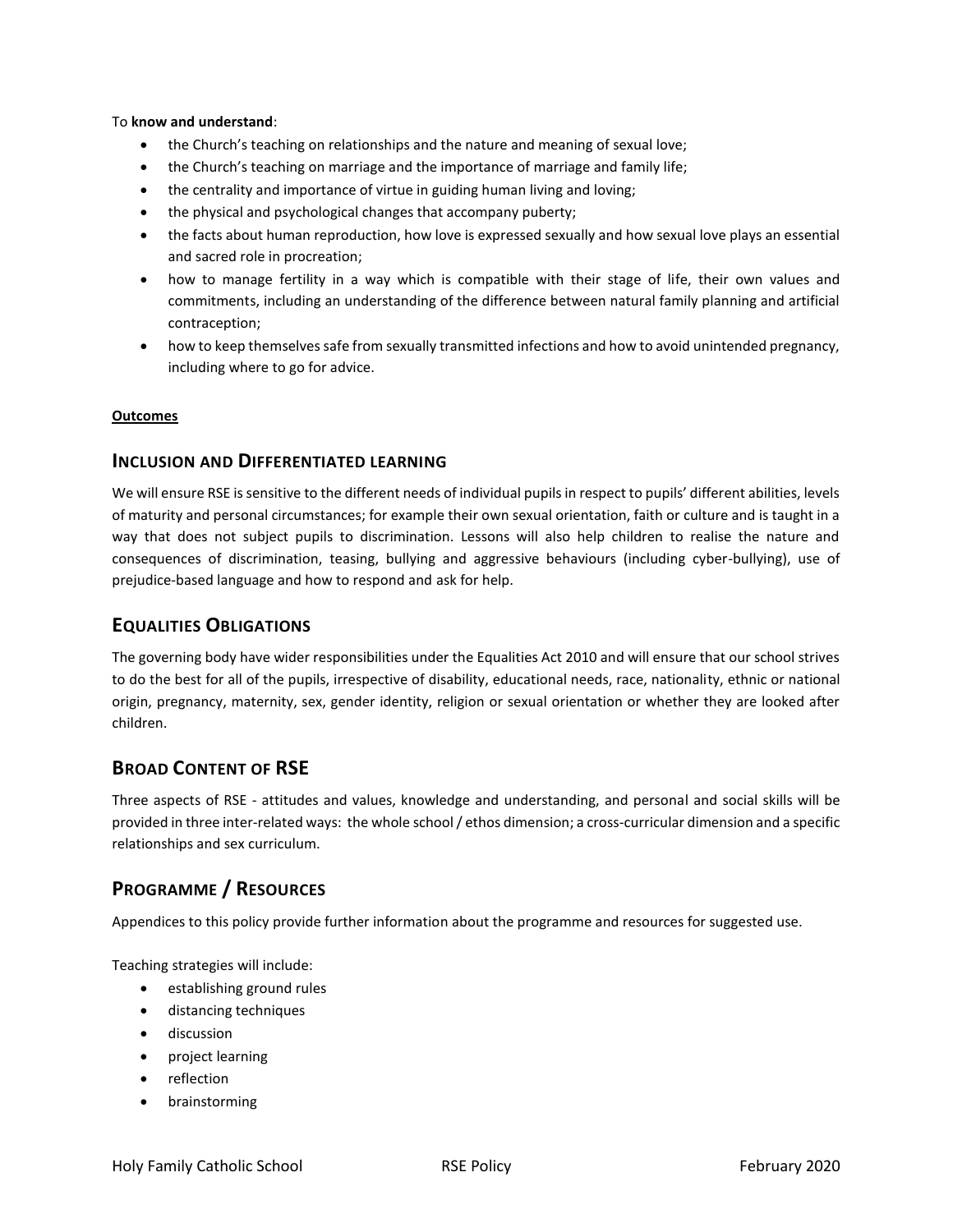To **know and understand**:

- the Church's teaching on relationships and the nature and meaning of sexual love;
- the Church's teaching on marriage and the importance of marriage and family life;
- the centrality and importance of virtue in guiding human living and loving;
- the physical and psychological changes that accompany puberty;
- the facts about human reproduction, how love is expressed sexually and how sexual love plays an essential and sacred role in procreation;
- how to manage fertility in a way which is compatible with their stage of life, their own values and commitments, including an understanding of the difference between natural family planning and artificial contraception;
- how to keep themselves safe from sexually transmitted infections and how to avoid unintended pregnancy, including where to go for advice.

**Outcomes**

## INCLUSION AND DIFFERENTIATED LEARNING

We will ensure RSE is sensitive to the different needs of individual pupils in respect to pupils' different abilities, levels of maturity and personal circumstances; for example their own sexual orientation, faith or culture and is taught in a way that does not subject pupils to discrimination. Lessons will also help children to realise the nature and consequences of discrimination, teasing, bullying and aggressive behaviours (including cyber-bullying), use of prejudice-based language and how to respond and ask for help.

## EQUALITIES OBLIGATIONS

The governing body have wider responsibilities under the Equalities Act 2010 and will ensure that our school strives to do the best for all of the pupils, irrespective of disability, educational needs, race, nationality, ethnic or national origin, pregnancy, maternity, sex, gender identity, religion or sexual orientation or whether they are looked after children.

## BROAD CONTENT OF RSE

Three aspects of RSE - attitudes and values, knowledge and understanding, and personal and social skills will be provided in three inter-related ways: the whole school / ethos dimension; a cross-curricular dimension and a specific relationships and sex curriculum.

## PROGRAMME / RESOURCES

Appendices to this policy provide further information about the programme and resources for suggested use.

Teaching strategies will include:

- establishing ground rules
- distancing techniques
- discussion
- project learning
- reflection
- brainstorming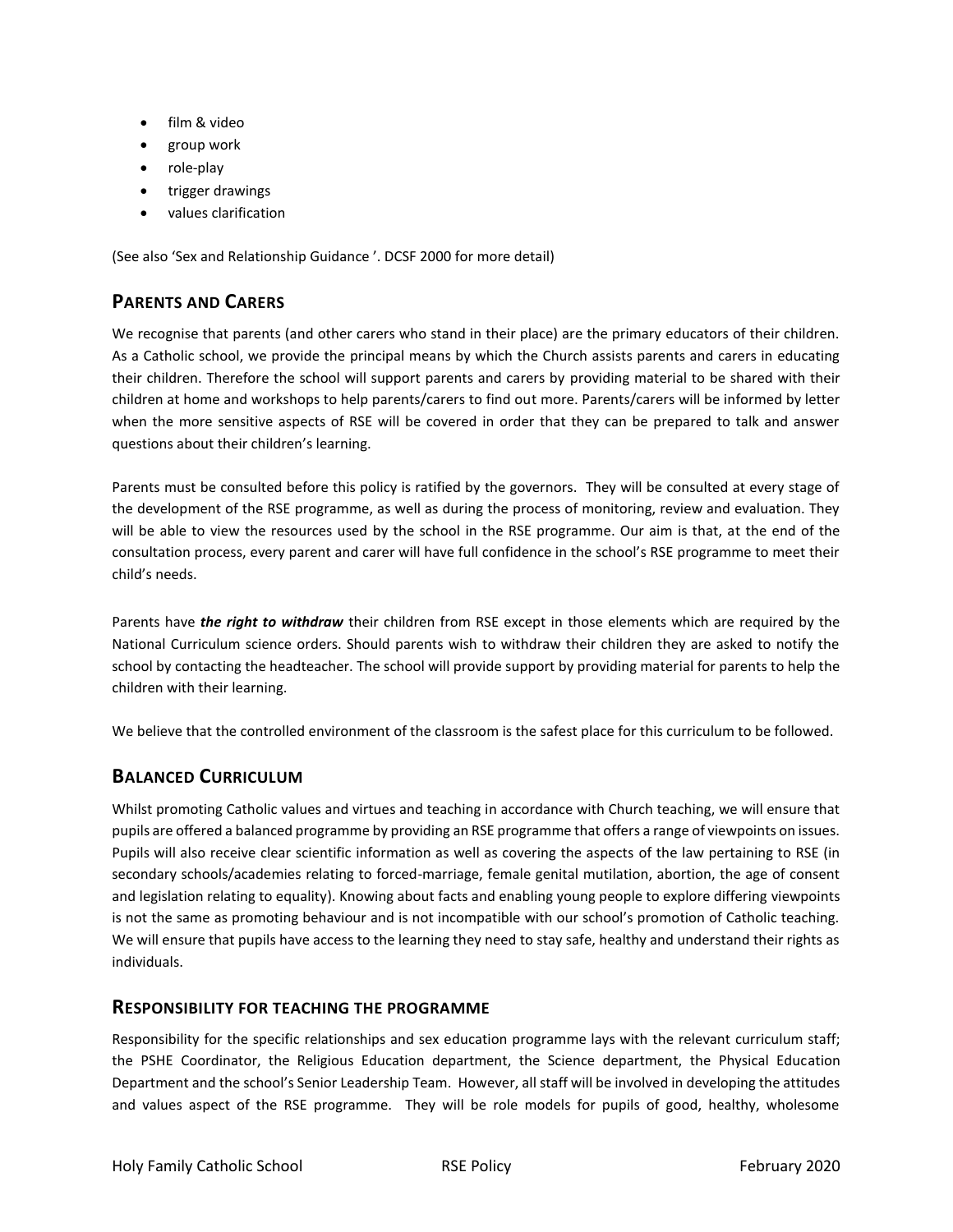- film & video
- group work
- role-play
- trigger drawings
- values clarification

(See also 'Sex and Relationship Guidance '. DCSF 2000 for more detail)

## Parents and Carers

We recognise that parents (and other carers who stand in their place) are the primary educators of their children. As a Catholic school, we provide the principal means by which the Church assists parents and carers in educating their children. Therefore the school will support parents and carers by providing material to be shared with their children at home and workshops to help parents/carers to find out more. Parents/carers will be informed by letter when the more sensitive aspects of RSE will be covered in order that they can be prepared to talk and answer questions about their children's learning.

Parents must be consulted before this policy is ratified by the governors. They will be consulted at every stage of the development of the RSE programme, as well as during the process of monitoring, review and evaluation. They will be able to view the resources used by the school in the RSE programme. Our aim is that, at the end of the consultation process, every parent and carer will have full confidence in the school's RSE programme to meet their child's needs.

Parents have ***the right to withdraw*** their children from RSE except in those elements which are required by the National Curriculum science orders. Should parents wish to withdraw their children they are asked to notify the school by contacting the headteacher. The school will provide support by providing material for parents to help the children with their learning.

We believe that the controlled environment of the classroom is the safest place for this curriculum to be followed.

## Balanced Curriculum

Whilst promoting Catholic values and virtues and teaching in accordance with Church teaching, we will ensure that pupils are offered a balanced programme by providing an RSE programme that offers a range of viewpoints on issues. Pupils will also receive clear scientific information as well as covering the aspects of the law pertaining to RSE (in secondary schools/academies relating to forced-marriage, female genital mutilation, abortion, the age of consent and legislation relating to equality). Knowing about facts and enabling young people to explore differing viewpoints is not the same as promoting behaviour and is not incompatible with our school's promotion of Catholic teaching. We will ensure that pupils have access to the learning they need to stay safe, healthy and understand their rights as individuals.

### Responsibility for teaching the programme

Responsibility for the specific relationships and sex education programme lays with the relevant curriculum staff; the PSHE Coordinator, the Religious Education department, the Science department, the Physical Education Department and the school's Senior Leadership Team. However, all staff will be involved in developing the attitudes and values aspect of the RSE programme. They will be role models for pupils of good, healthy, wholesome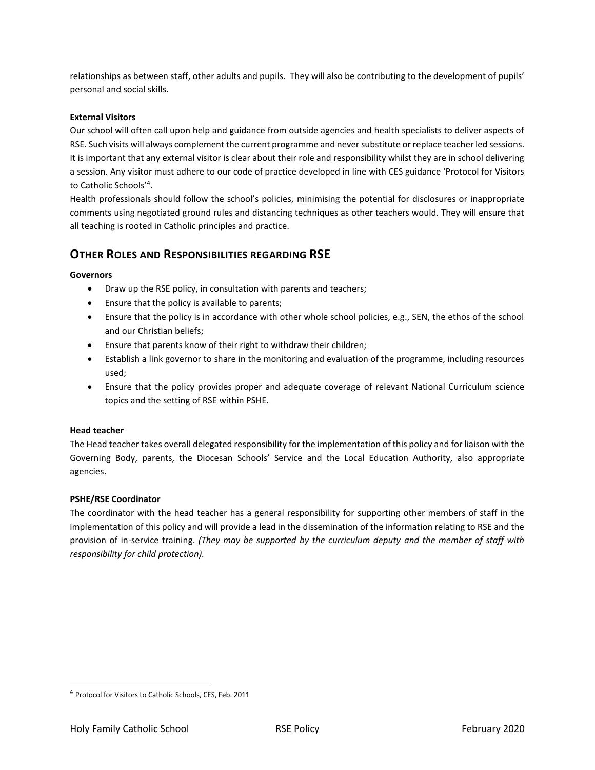relationships as between staff, other adults and pupils. They will also be contributing to the development of pupils' personal and social skills.

**External Visitors**

Our school will often call upon help and guidance from outside agencies and health specialists to deliver aspects of RSE. Such visits will always complement the current programme and never substitute or replace teacher led sessions. It is important that any external visitor is clear about their role and responsibility whilst they are in school delivering a session. Any visitor must adhere to our code of practice developed in line with CES guidance 'Protocol for Visitors to Catholic Schools'[4].

Health professionals should follow the school's policies, minimising the potential for disclosures or inappropriate comments using negotiated ground rules and distancing techniques as other teachers would. They will ensure that all teaching is rooted in Catholic principles and practice.

## Other Roles and Responsibilities regarding RSE

**Governors**

- Draw up the RSE policy, in consultation with parents and teachers;
- Ensure that the policy is available to parents;
- Ensure that the policy is in accordance with other whole school policies, e.g., SEN, the ethos of the school and our Christian beliefs;
- Ensure that parents know of their right to withdraw their children;
- Establish a link governor to share in the monitoring and evaluation of the programme, including resources used;
- Ensure that the policy provides proper and adequate coverage of relevant National Curriculum science topics and the setting of RSE within PSHE.

**Head teacher**

The Head teacher takes overall delegated responsibility for the implementation of this policy and for liaison with the Governing Body, parents, the Diocesan Schools' Service and the Local Education Authority, also appropriate agencies.

**PSHE/RSE Coordinator**

The coordinator with the head teacher has a general responsibility for supporting other members of staff in the implementation of this policy and will provide a lead in the dissemination of the information relating to RSE and the provision of in-service training. *(They may be supported by the curriculum deputy and the member of staff with responsibility for child protection).*

[4] Protocol for Visitors to Catholic Schools, CES, Feb. 2011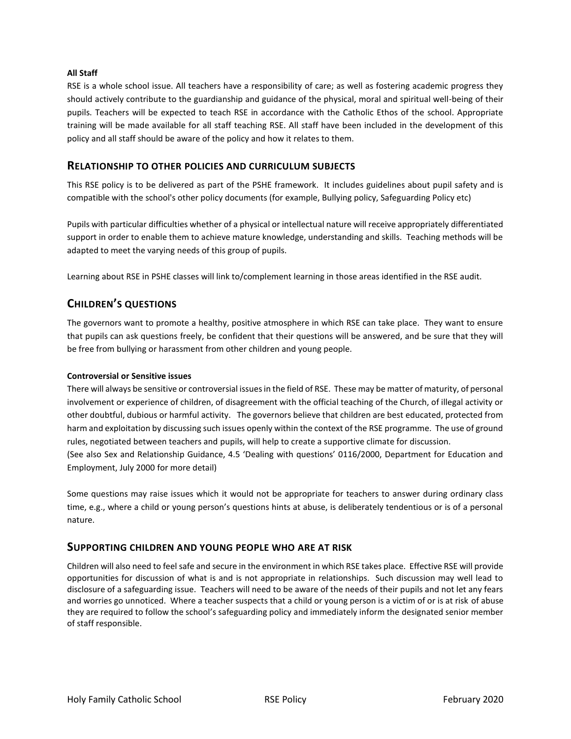**All Staff**

RSE is a whole school issue. All teachers have a responsibility of care; as well as fostering academic progress they should actively contribute to the guardianship and guidance of the physical, moral and spiritual well-being of their pupils. Teachers will be expected to teach RSE in accordance with the Catholic Ethos of the school. Appropriate training will be made available for all staff teaching RSE. All staff have been included in the development of this policy and all staff should be aware of the policy and how it relates to them.

## Relationship to other policies and curriculum subjects

This RSE policy is to be delivered as part of the PSHE framework. It includes guidelines about pupil safety and is compatible with the school's other policy documents (for example, Bullying policy, Safeguarding Policy etc)

Pupils with particular difficulties whether of a physical or intellectual nature will receive appropriately differentiated support in order to enable them to achieve mature knowledge, understanding and skills. Teaching methods will be adapted to meet the varying needs of this group of pupils.

Learning about RSE in PSHE classes will link to/complement learning in those areas identified in the RSE audit.

## Children's questions

The governors want to promote a healthy, positive atmosphere in which RSE can take place. They want to ensure that pupils can ask questions freely, be confident that their questions will be answered, and be sure that they will be free from bullying or harassment from other children and young people.

**Controversial or Sensitive issues**

There will always be sensitive or controversial issues in the field of RSE. These may be matter of maturity, of personal involvement or experience of children, of disagreement with the official teaching of the Church, of illegal activity or other doubtful, dubious or harmful activity. The governors believe that children are best educated, protected from harm and exploitation by discussing such issues openly within the context of the RSE programme. The use of ground rules, negotiated between teachers and pupils, will help to create a supportive climate for discussion.
(See also Sex and Relationship Guidance, 4.5 'Dealing with questions' 0116/2000, Department for Education and Employment, July 2000 for more detail)

Some questions may raise issues which it would not be appropriate for teachers to answer during ordinary class time, e.g., where a child or young person's questions hints at abuse, is deliberately tendentious or is of a personal nature.

## Supporting children and young people who are at risk

Children will also need to feel safe and secure in the environment in which RSE takes place. Effective RSE will provide opportunities for discussion of what is and is not appropriate in relationships. Such discussion may well lead to disclosure of a safeguarding issue. Teachers will need to be aware of the needs of their pupils and not let any fears and worries go unnoticed. Where a teacher suspects that a child or young person is a victim of or is at risk of abuse they are required to follow the school's safeguarding policy and immediately inform the designated senior member of staff responsible.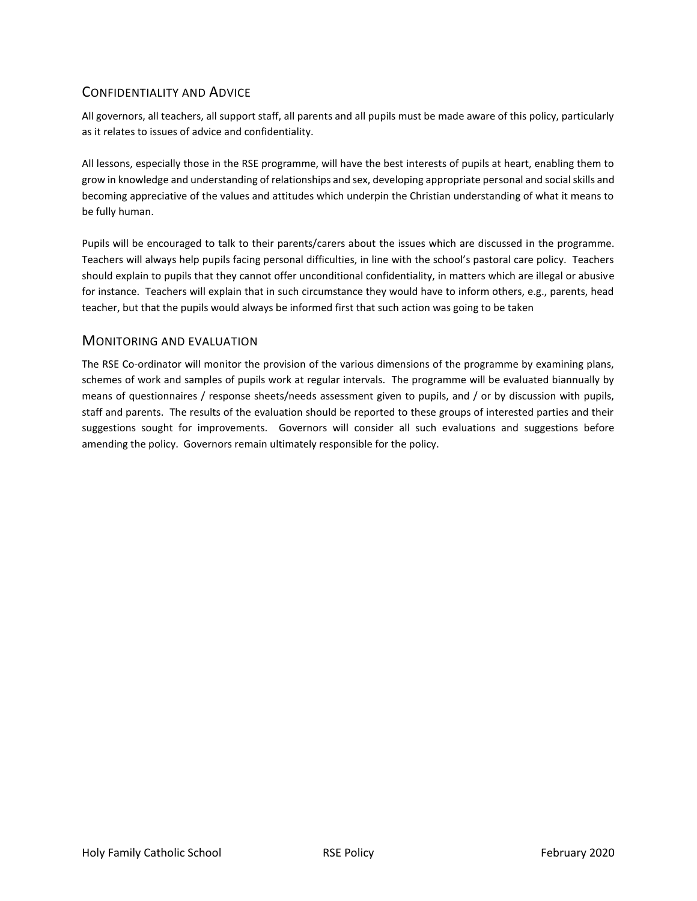## Confidentiality and Advice

All governors, all teachers, all support staff, all parents and all pupils must be made aware of this policy, particularly as it relates to issues of advice and confidentiality.

All lessons, especially those in the RSE programme, will have the best interests of pupils at heart, enabling them to grow in knowledge and understanding of relationships and sex, developing appropriate personal and social skills and becoming appreciative of the values and attitudes which underpin the Christian understanding of what it means to be fully human.

Pupils will be encouraged to talk to their parents/carers about the issues which are discussed in the programme. Teachers will always help pupils facing personal difficulties, in line with the school's pastoral care policy. Teachers should explain to pupils that they cannot offer unconditional confidentiality, in matters which are illegal or abusive for instance. Teachers will explain that in such circumstance they would have to inform others, e.g., parents, head teacher, but that the pupils would always be informed first that such action was going to be taken

## Monitoring and evaluation

The RSE Co-ordinator will monitor the provision of the various dimensions of the programme by examining plans, schemes of work and samples of pupils work at regular intervals. The programme will be evaluated biannually by means of questionnaires / response sheets/needs assessment given to pupils, and / or by discussion with pupils, staff and parents. The results of the evaluation should be reported to these groups of interested parties and their suggestions sought for improvements. Governors will consider all such evaluations and suggestions before amending the policy. Governors remain ultimately responsible for the policy.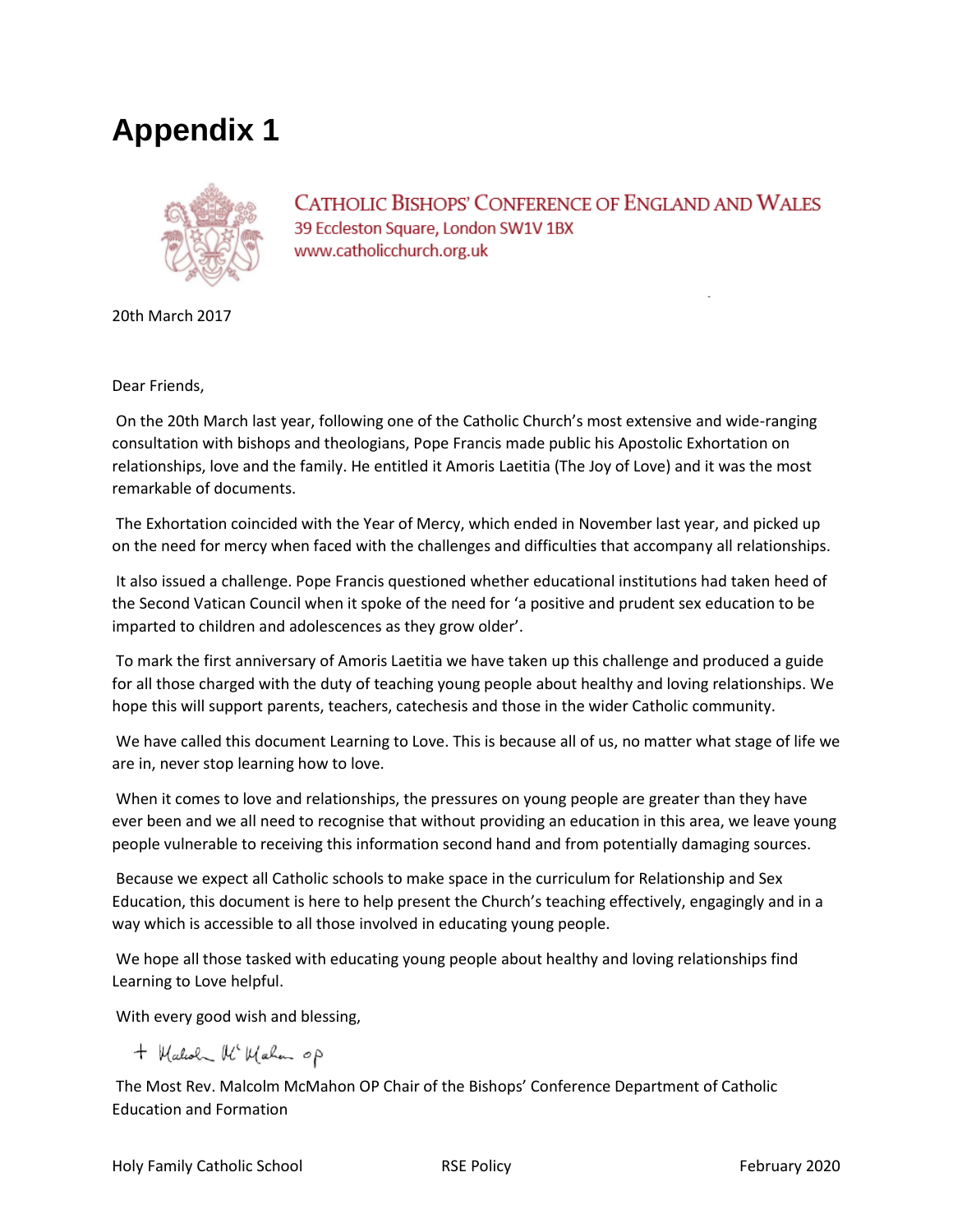# Appendix 1

CATHOLIC BISHOPS' CONFERENCE OF ENGLAND AND WALES
39 Eccleston Square, London SW1V 1BX
www.catholicchurch.org.uk

20th March 2017

Dear Friends,

On the 20th March last year, following one of the Catholic Church's most extensive and wide-ranging consultation with bishops and theologians, Pope Francis made public his Apostolic Exhortation on relationships, love and the family. He entitled it Amoris Laetitia (The Joy of Love) and it was the most remarkable of documents.

The Exhortation coincided with the Year of Mercy, which ended in November last year, and picked up on the need for mercy when faced with the challenges and difficulties that accompany all relationships.

It also issued a challenge. Pope Francis questioned whether educational institutions had taken heed of the Second Vatican Council when it spoke of the need for 'a positive and prudent sex education to be imparted to children and adolescences as they grow older'.

To mark the first anniversary of Amoris Laetitia we have taken up this challenge and produced a guide for all those charged with the duty of teaching young people about healthy and loving relationships. We hope this will support parents, teachers, catechesis and those in the wider Catholic community.

We have called this document Learning to Love. This is because all of us, no matter what stage of life we are in, never stop learning how to love.

When it comes to love and relationships, the pressures on young people are greater than they have ever been and we all need to recognise that without providing an education in this area, we leave young people vulnerable to receiving this information second hand and from potentially damaging sources.

Because we expect all Catholic schools to make space in the curriculum for Relationship and Sex Education, this document is here to help present the Church's teaching effectively, engagingly and in a way which is accessible to all those involved in educating young people.

We hope all those tasked with educating young people about healthy and loving relationships find Learning to Love helpful.

With every good wish and blessing,

+ Malcolm McMahon OP

The Most Rev. Malcolm McMahon OP Chair of the Bishops' Conference Department of Catholic Education and Formation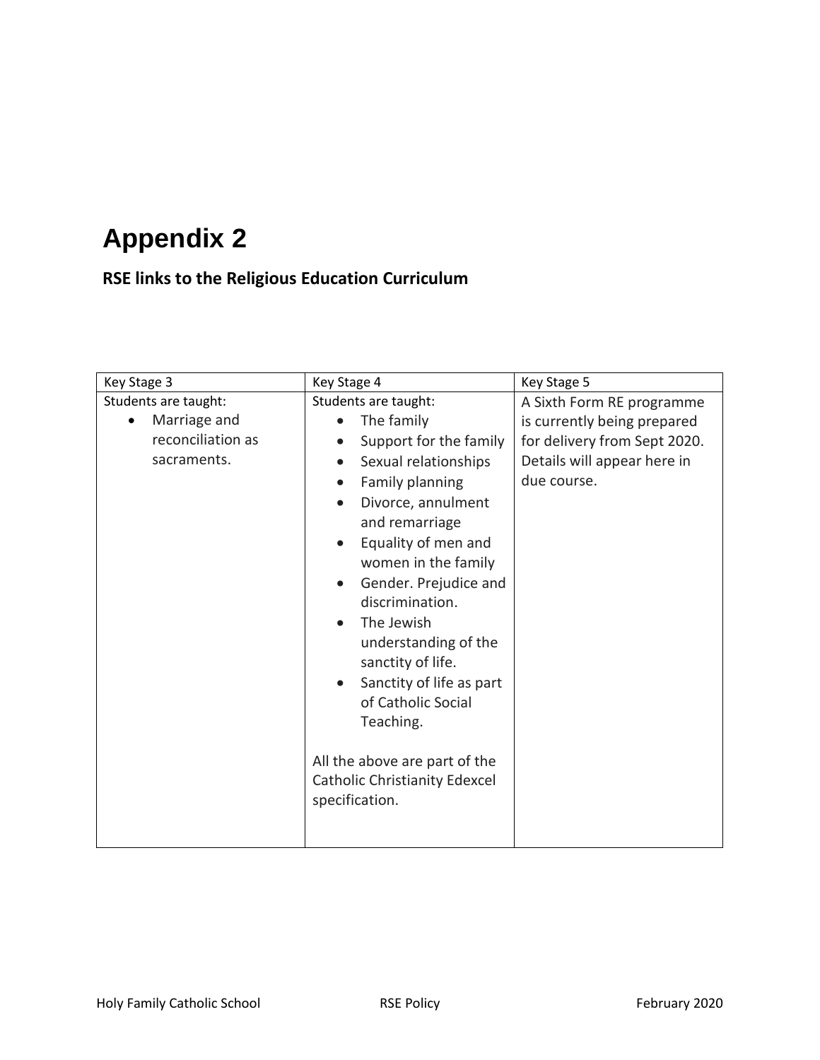# Appendix 2

## RSE links to the Religious Education Curriculum

| Key Stage 3 | Key Stage 4 | Key Stage 5 |
|---|---|---|
| Students are taught:<br>• Marriage and reconciliation as sacraments. | Students are taught:<br>• The family<br>• Support for the family<br>• Sexual relationships<br>• Family planning<br>• Divorce, annulment and remarriage<br>• Equality of men and women in the family<br>• Gender. Prejudice and discrimination.<br>• The Jewish understanding of the sanctity of life.<br>• Sanctity of life as part of Catholic Social Teaching.<br><br>All the above are part of the Catholic Christianity Edexcel specification. | A Sixth Form RE programme is currently being prepared for delivery from Sept 2020. Details will appear here in due course. |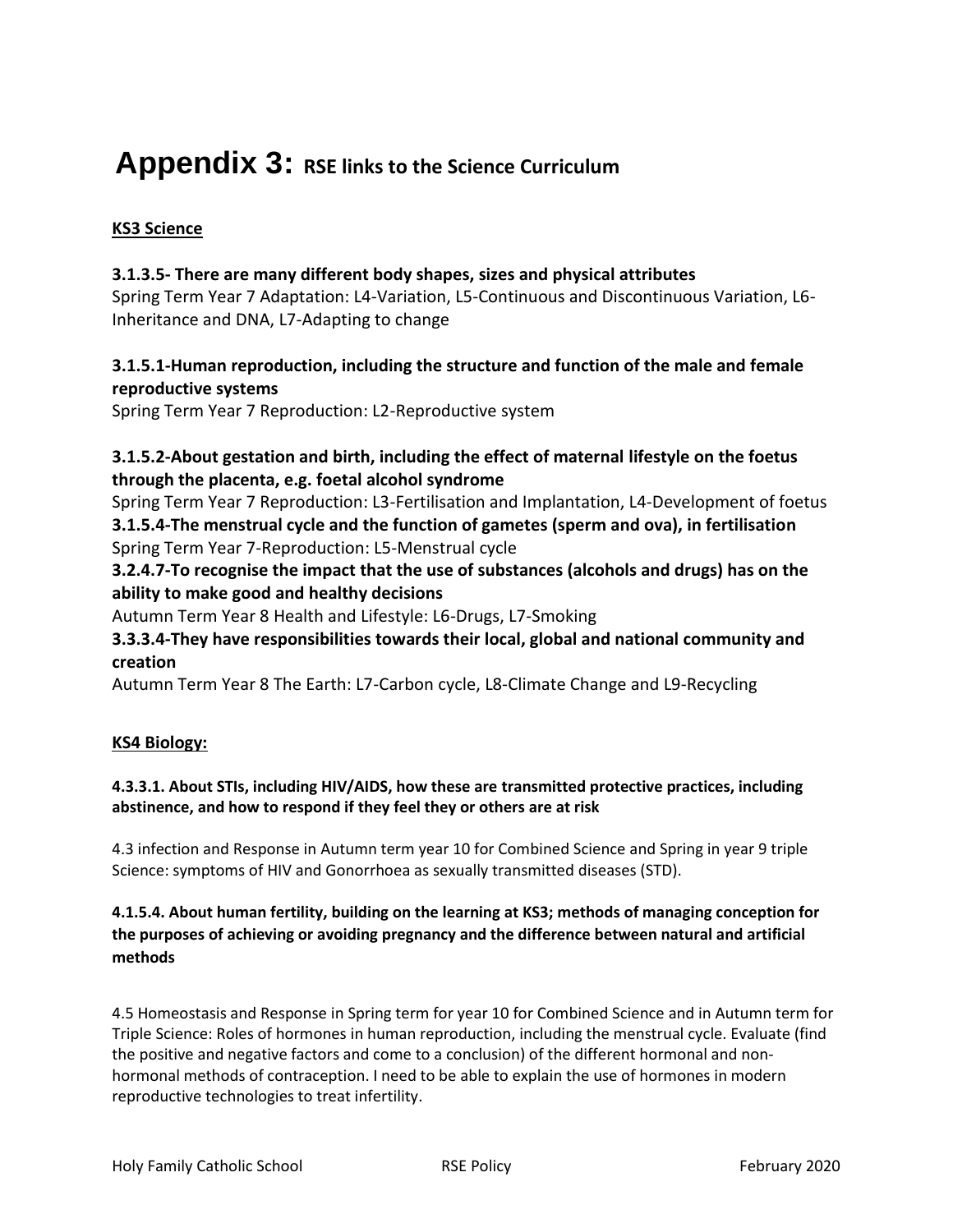# Appendix 3: RSE links to the Science Curriculum

**KS3 Science**

**3.1.3.5- There are many different body shapes, sizes and physical attributes**
Spring Term Year 7 Adaptation: L4-Variation, L5-Continuous and Discontinuous Variation, L6-Inheritance and DNA, L7-Adapting to change

**3.1.5.1-Human reproduction, including the structure and function of the male and female reproductive systems**
Spring Term Year 7 Reproduction: L2-Reproductive system

**3.1.5.2-About gestation and birth, including the effect of maternal lifestyle on the foetus through the placenta, e.g. foetal alcohol syndrome**
Spring Term Year 7 Reproduction: L3-Fertilisation and Implantation, L4-Development of foetus
**3.1.5.4-The menstrual cycle and the function of gametes (sperm and ova), in fertilisation**
Spring Term Year 7-Reproduction: L5-Menstrual cycle
**3.2.4.7-To recognise the impact that the use of substances (alcohols and drugs) has on the ability to make good and healthy decisions**
Autumn Term Year 8 Health and Lifestyle: L6-Drugs, L7-Smoking
**3.3.3.4-They have responsibilities towards their local, global and national community and creation**
Autumn Term Year 8 The Earth: L7-Carbon cycle, L8-Climate Change and L9-Recycling

**KS4 Biology:**

**4.3.3.1. About STIs, including HIV/AIDS, how these are transmitted protective practices, including abstinence, and how to respond if they feel they or others are at risk**

4.3 infection and Response in Autumn term year 10 for Combined Science and Spring in year 9 triple Science: symptoms of HIV and Gonorrhoea as sexually transmitted diseases (STD).

**4.1.5.4. About human fertility, building on the learning at KS3; methods of managing conception for the purposes of achieving or avoiding pregnancy and the difference between natural and artificial methods**

4.5 Homeostasis and Response in Spring term for year 10 for Combined Science and in Autumn term for Triple Science: Roles of hormones in human reproduction, including the menstrual cycle. Evaluate (find the positive and negative factors and come to a conclusion) of the different hormonal and non-hormonal methods of contraception. I need to be able to explain the use of hormones in modern reproductive technologies to treat infertility.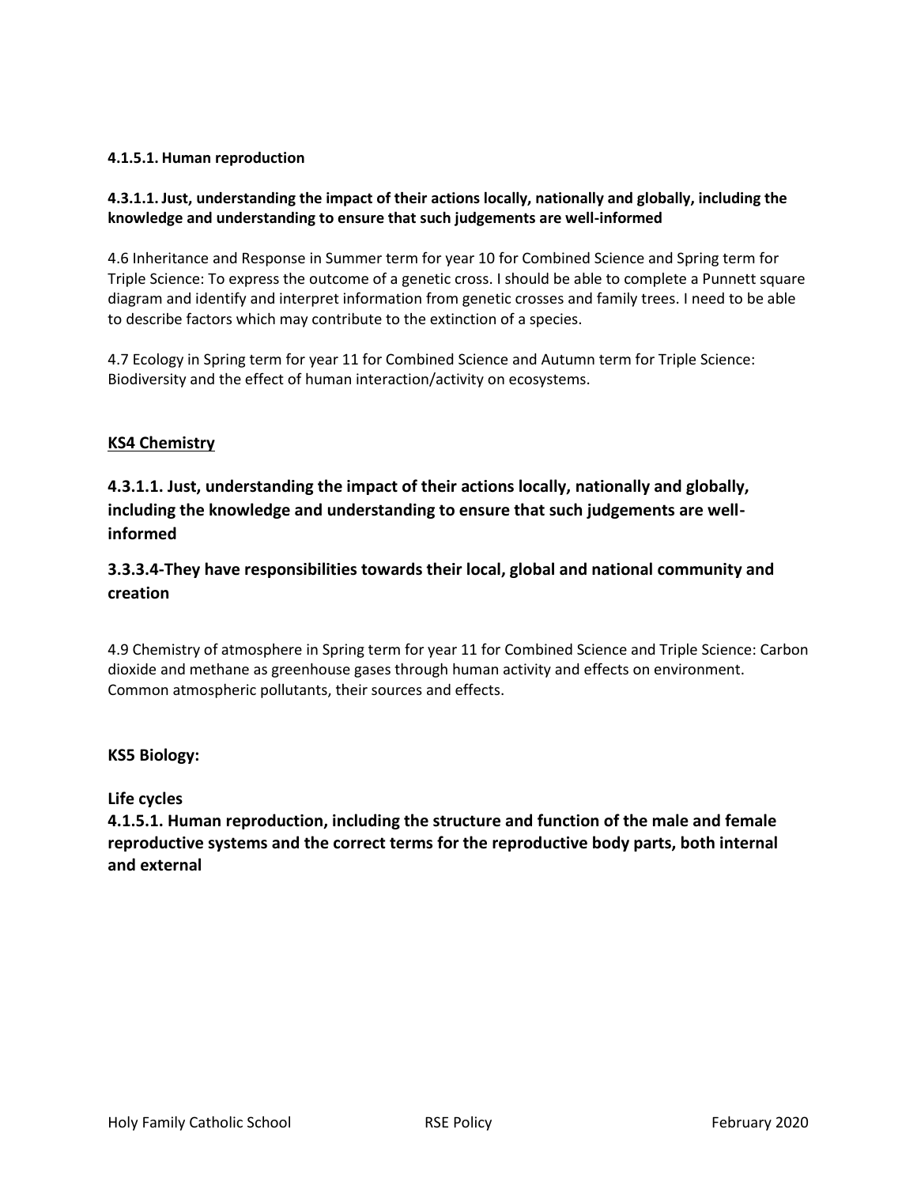**4.1.5.1. Human reproduction**

**4.3.1.1. Just, understanding the impact of their actions locally, nationally and globally, including the knowledge and understanding to ensure that such judgements are well-informed**

4.6 Inheritance and Response in Summer term for year 10 for Combined Science and Spring term for Triple Science: To express the outcome of a genetic cross. I should be able to complete a Punnett square diagram and identify and interpret information from genetic crosses and family trees. I need to be able to describe factors which may contribute to the extinction of a species.

4.7 Ecology in Spring term for year 11 for Combined Science and Autumn term for Triple Science: Biodiversity and the effect of human interaction/activity on ecosystems.

**KS4 Chemistry**

### 4.3.1.1. Just, understanding the impact of their actions locally, nationally and globally, including the knowledge and understanding to ensure that such judgements are well-informed

### 3.3.3.4-They have responsibilities towards their local, global and national community and creation

4.9 Chemistry of atmosphere in Spring term for year 11 for Combined Science and Triple Science: Carbon dioxide and methane as greenhouse gases through human activity and effects on environment. Common atmospheric pollutants, their sources and effects.

**KS5 Biology:**

**Life cycles**

**4.1.5.1. Human reproduction, including the structure and function of the male and female reproductive systems and the correct terms for the reproductive body parts, both internal and external**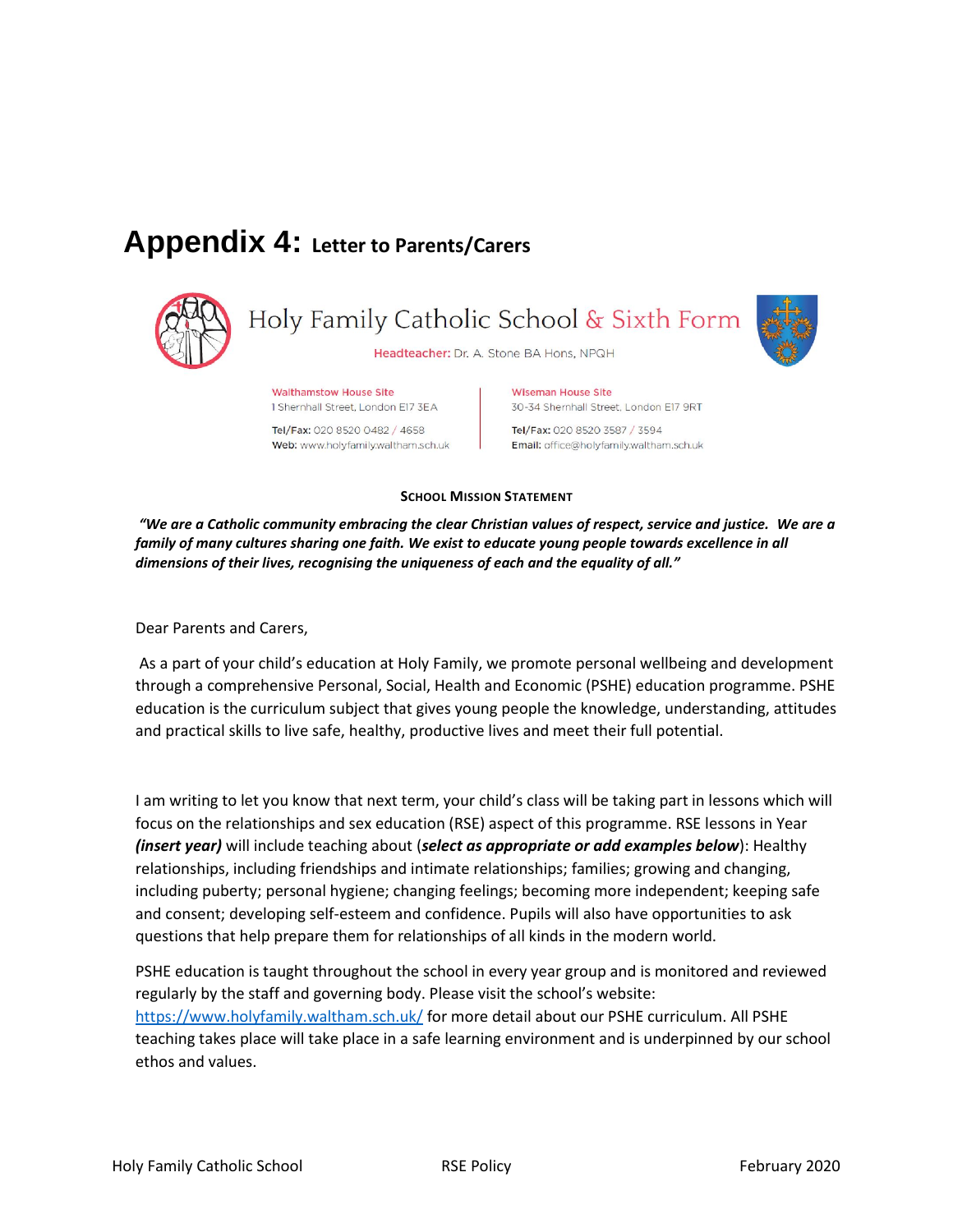# Appendix 4: Letter to Parents/Carers

Holy Family Catholic School & Sixth Form

Headteacher: Dr. A. Stone BA Hons, NPQH

Walthamstow House Site
1 Shernhall Street, London E17 3EA
Tel/Fax: 020 8520 0482 / 4658
Web: www.holyfamily.waltham.sch.uk

Wiseman House Site
30-34 Shernhall Street, London E17 9RT
Tel/Fax: 020 8520 3587 / 3594
Email: office@holyfamily.waltham.sch.uk

**SCHOOL MISSION STATEMENT**

***"We are a Catholic community embracing the clear Christian values of respect, service and justice. We are a family of many cultures sharing one faith. We exist to educate young people towards excellence in all dimensions of their lives, recognising the uniqueness of each and the equality of all."***

Dear Parents and Carers,

As a part of your child's education at Holy Family, we promote personal wellbeing and development through a comprehensive Personal, Social, Health and Economic (PSHE) education programme. PSHE education is the curriculum subject that gives young people the knowledge, understanding, attitudes and practical skills to live safe, healthy, productive lives and meet their full potential.

I am writing to let you know that next term, your child's class will be taking part in lessons which will focus on the relationships and sex education (RSE) aspect of this programme. RSE lessons in Year ***(insert year)*** will include teaching about (***select as appropriate or add examples below***): Healthy relationships, including friendships and intimate relationships; families; growing and changing, including puberty; personal hygiene; changing feelings; becoming more independent; keeping safe and consent; developing self-esteem and confidence. Pupils will also have opportunities to ask questions that help prepare them for relationships of all kinds in the modern world.

PSHE education is taught throughout the school in every year group and is monitored and reviewed regularly by the staff and governing body. Please visit the school's website: https://www.holyfamily.waltham.sch.uk/ for more detail about our PSHE curriculum. All PSHE teaching takes place will take place in a safe learning environment and is underpinned by our school ethos and values.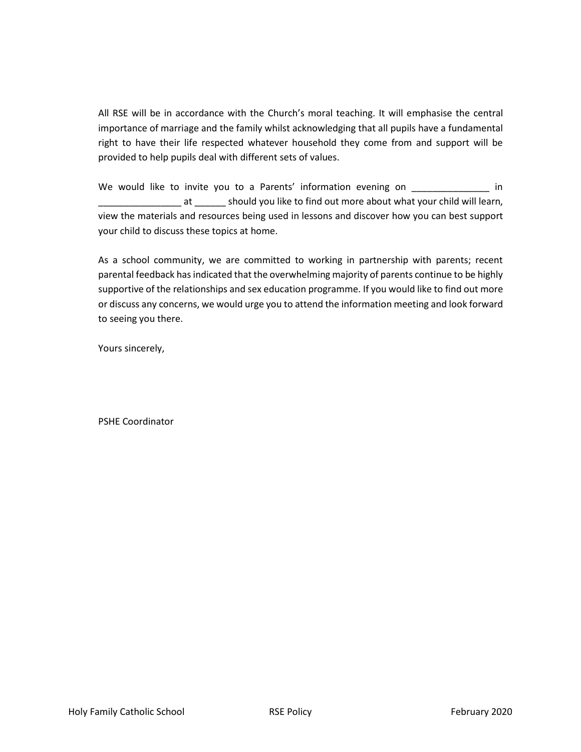All RSE will be in accordance with the Church's moral teaching. It will emphasise the central importance of marriage and the family whilst acknowledging that all pupils have a fundamental right to have their life respected whatever household they come from and support will be provided to help pupils deal with different sets of values.

We would like to invite you to a Parents' information evening on _______________ in ________________ at ______ should you like to find out more about what your child will learn, view the materials and resources being used in lessons and discover how you can best support your child to discuss these topics at home.

As a school community, we are committed to working in partnership with parents; recent parental feedback has indicated that the overwhelming majority of parents continue to be highly supportive of the relationships and sex education programme. If you would like to find out more or discuss any concerns, we would urge you to attend the information meeting and look forward to seeing you there.

Yours sincerely,

PSHE Coordinator